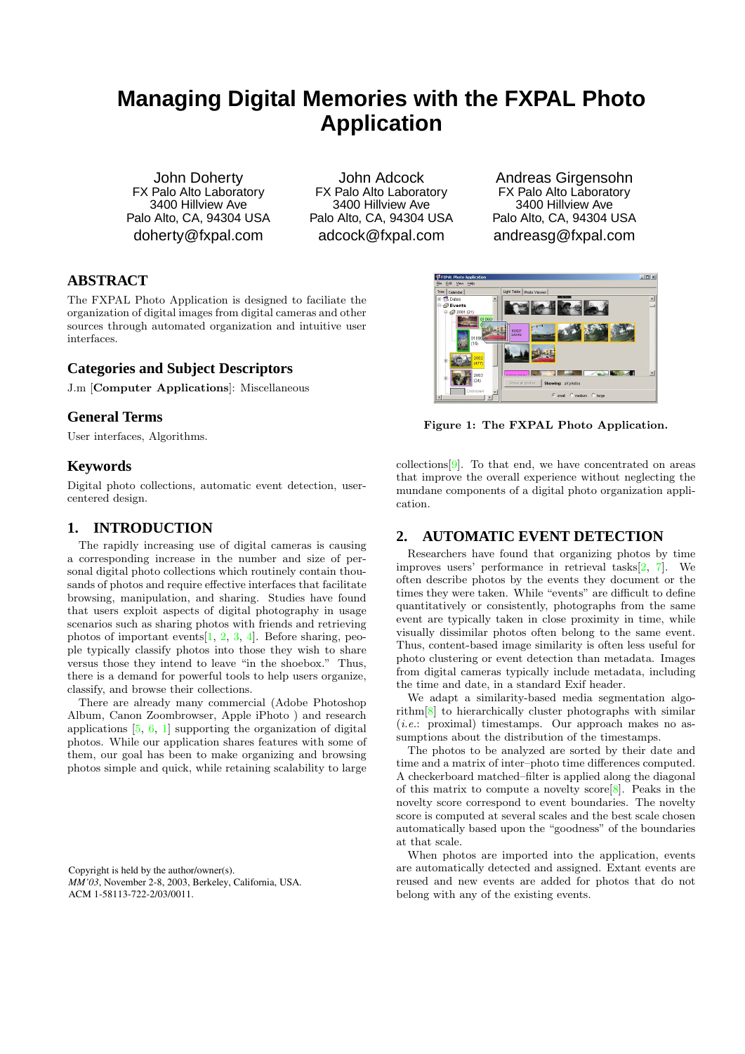# Managing Digital Memories with the FXPAL Photo Application

John Doherty
FX Palo Alto Laboratory
3400 Hillview Ave
Palo Alto, CA, 94304 USA
doherty@fxpal.com

John Adcock
FX Palo Alto Laboratory
3400 Hillview Ave
Palo Alto, CA, 94304 USA
adcock@fxpal.com

Andreas Girgensohn
FX Palo Alto Laboratory
3400 Hillview Ave
Palo Alto, CA, 94304 USA
andreasg@fxpal.com

## ABSTRACT

The FXPAL Photo Application is designed to faciliate the organization of digital images from digital cameras and other sources through automated organization and intuitive user interfaces.

## Categories and Subject Descriptors

J.m [**Computer Applications**]: Miscellaneous

## General Terms

User interfaces, Algorithms.

## Keywords

Digital photo collections, automatic event detection, user-centered design.

## 1. INTRODUCTION

The rapidly increasing use of digital cameras is causing a corresponding increase in the number and size of personal digital photo collections which routinely contain thousands of photos and require effective interfaces that facilitate browsing, manipulation, and sharing. Studies have found that users exploit aspects of digital photography in usage scenarios such as sharing photos with friends and retrieving photos of important events[1, 2, 3, 4]. Before sharing, people typically classify photos into those they wish to share versus those they intend to leave "in the shoebox." Thus, there is a demand for powerful tools to help users organize, classify, and browse their collections.

There are already many commercial (Adobe Photoshop Album, Canon Zoombrowser, Apple iPhoto ) and research applications [5, 6, 1] supporting the organization of digital photos. While our application shares features with some of them, our goal has been to make organizing and browsing photos simple and quick, while retaining scalability to large collections[9]. To that end, we have concentrated on areas that improve the overall experience without neglecting the mundane components of a digital photo organization application.

Figure 1: The FXPAL Photo Application.

## 2. AUTOMATIC EVENT DETECTION

Researchers have found that organizing photos by time improves users' performance in retrieval tasks[2, 7]. We often describe photos by the events they document or the times they were taken. While "events" are difficult to define quantitatively or consistently, photographs from the same event are typically taken in close proximity in time, while visually dissimilar photos often belong to the same event. Thus, content-based image similarity is often less useful for photo clustering or event detection than metadata. Images from digital cameras typically include metadata, including the time and date, in a standard Exif header.

We adapt a similarity-based media segmentation algorithm[8] to hierarchically cluster photographs with similar (*i.e.*: proximal) timestamps. Our approach makes no assumptions about the distribution of the timestamps.

The photos to be analyzed are sorted by their date and time and a matrix of inter–photo time differences computed. A checkerboard matched–filter is applied along the diagonal of this matrix to compute a novelty score[8]. Peaks in the novelty score correspond to event boundaries. The novelty score is computed at several scales and the best scale chosen automatically based upon the "goodness" of the boundaries at that scale.

When photos are imported into the application, events are automatically detected and assigned. Extant events are reused and new events are added for photos that do not belong with any of the existing events.

Copyright is held by the author/owner(s).
*MM'03*, November 2-8, 2003, Berkeley, California, USA.
ACM 1-58113-722-2/03/0011.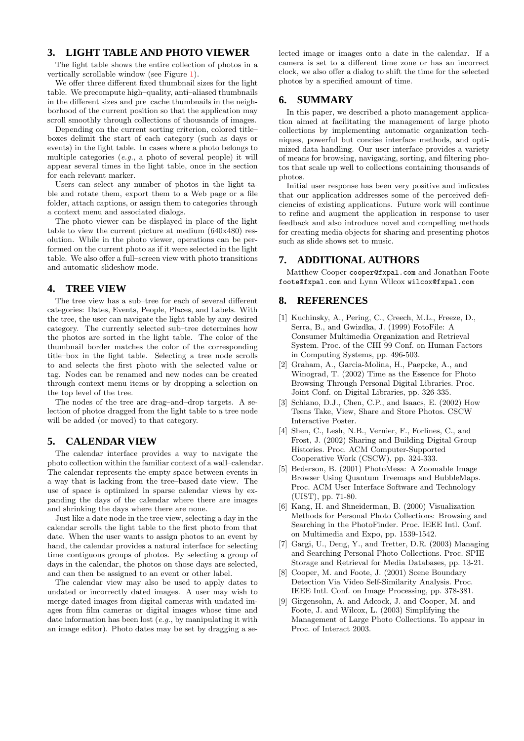## 3. LIGHT TABLE AND PHOTO VIEWER

The light table shows the entire collection of photos in a vertically scrollable window (see Figure 1).

We offer three different fixed thumbnail sizes for the light table. We precompute high–quality, anti–aliased thumbnails in the different sizes and pre–cache thumbnails in the neighborhood of the current position so that the application may scroll smoothly through collections of thousands of images.

Depending on the current sorting criterion, colored title–boxes delimit the start of each category (such as days or events) in the light table. In cases where a photo belongs to multiple categories (*e.g.*, a photo of several people) it will appear several times in the light table, once in the section for each relevant marker.

Users can select any number of photos in the light table and rotate them, export them to a Web page or a file folder, attach captions, or assign them to categories through a context menu and associated dialogs.

The photo viewer can be displayed in place of the light table to view the current picture at medium (640x480) resolution. While in the photo viewer, operations can be performed on the current photo as if it were selected in the light table. We also offer a full–screen view with photo transitions and automatic slideshow mode.

## 4. TREE VIEW

The tree view has a sub–tree for each of several different categories: Dates, Events, People, Places, and Labels. With the tree, the user can navigate the light table by any desired category. The currently selected sub–tree determines how the photos are sorted in the light table. The color of the thumbnail border matches the color of the corresponding title–box in the light table. Selecting a tree node scrolls to and selects the first photo with the selected value or tag. Nodes can be renamed and new nodes can be created through context menu items or by dropping a selection on the top level of the tree.

The nodes of the tree are drag–and–drop targets. A selection of photos dragged from the light table to a tree node will be added (or moved) to that category.

## 5. CALENDAR VIEW

The calendar interface provides a way to navigate the photo collection within the familiar context of a wall–calendar. The calendar represents the empty space between events in a way that is lacking from the tree–based date view. The use of space is optimized in sparse calendar views by expanding the days of the calendar where there are images and shrinking the days where there are none.

Just like a date node in the tree view, selecting a day in the calendar scrolls the light table to the first photo from that date. When the user wants to assign photos to an event by hand, the calendar provides a natural interface for selecting time–contiguous groups of photos. By selecting a group of days in the calendar, the photos on those days are selected, and can then be assigned to an event or other label.

The calendar view may also be used to apply dates to undated or incorrectly dated images. A user may wish to merge dated images from digital cameras with undated images from film cameras or digital images whose time and date information has been lost (*e.g.*, by manipulating it with an image editor). Photo dates may be set by dragging a selected image or images onto a date in the calendar. If a camera is set to a different time zone or has an incorrect clock, we also offer a dialog to shift the time for the selected photos by a specified amount of time.

## 6. SUMMARY

In this paper, we described a photo management application aimed at facilitating the management of large photo collections by implementing automatic organization techniques, powerful but concise interface methods, and optimized data handling. Our user interface provides a variety of means for browsing, navigating, sorting, and filtering photos that scale up well to collections containing thousands of photos.

Initial user response has been very positive and indicates that our application addresses some of the perceived deficiencies of existing applications. Future work will continue to refine and augment the application in response to user feedback and also introduce novel and compelling methods for creating media objects for sharing and presenting photos such as slide shows set to music.

## 7. ADDITIONAL AUTHORS

Matthew Cooper `cooper@fxpal.com` and Jonathan Foote `foote@fxpal.com` and Lynn Wilcox `wilcox@fxpal.com`

## 8. REFERENCES

[1] Kuchinsky, A., Pering, C., Creech, M.L., Freeze, D., Serra, B., and Gwizdka, J. (1999) FotoFile: A Consumer Multimedia Organization and Retrieval System. Proc. of the CHI 99 Conf. on Human Factors in Computing Systems, pp. 496-503.

[2] Graham, A., Garcia-Molina, H., Paepcke, A., and Winograd, T. (2002) Time as the Essence for Photo Browsing Through Personal Digital Libraries. Proc. Joint Conf. on Digital Libraries, pp. 326-335.

[3] Schiano, D.J., Chen, C.P., and Isaacs, E. (2002) How Teens Take, View, Share and Store Photos. CSCW Interactive Poster.

[4] Shen, C., Lesh, N.B., Vernier, F., Forlines, C., and Frost, J. (2002) Sharing and Building Digital Group Histories. Proc. ACM Computer-Supported Cooperative Work (CSCW), pp. 324-333.

[5] Bederson, B. (2001) PhotoMesa: A Zoomable Image Browser Using Quantum Treemaps and BubbleMaps. Proc. ACM User Interface Software and Technology (UIST), pp. 71-80.

[6] Kang, H. and Shneiderman, B. (2000) Visualization Methods for Personal Photo Collections: Browsing and Searching in the PhotoFinder. Proc. IEEE Intl. Conf. on Multimedia and Expo, pp. 1539-1542.

[7] Gargi, U., Deng, Y., and Tretter, D.R. (2003) Managing and Searching Personal Photo Collections. Proc. SPIE Storage and Retrieval for Media Databases, pp. 13-21.

[8] Cooper, M. and Foote, J. (2001) Scene Boundary Detection Via Video Self-Similarity Analysis. Proc. IEEE Intl. Conf. on Image Processing, pp. 378-381.

[9] Girgensohn, A. and Adcock, J. and Cooper, M. and Foote, J. and Wilcox, L. (2003) Simplifying the Management of Large Photo Collections. To appear in Proc. of Interact 2003.